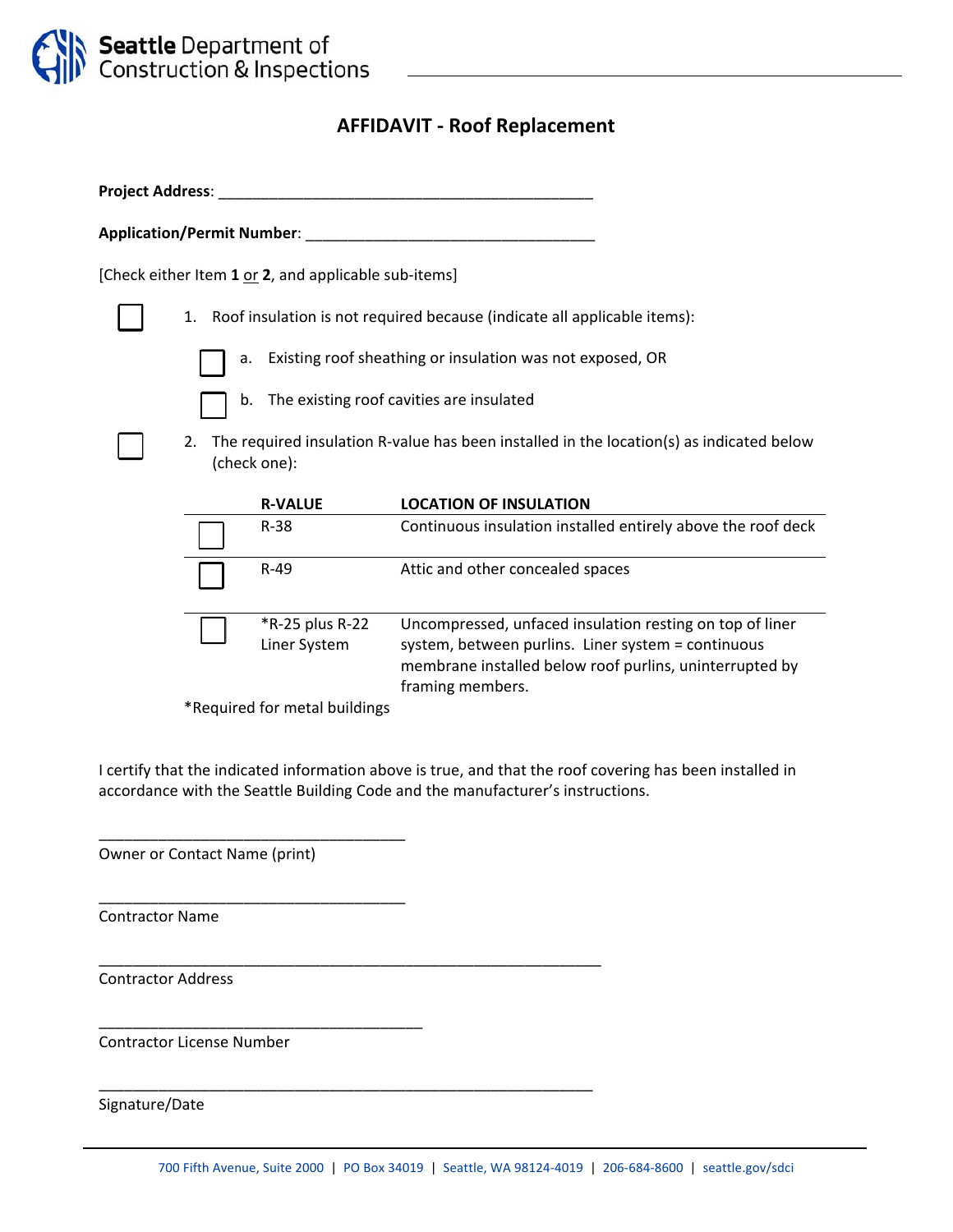Seattle Department of Construction & Inspections

# AFFIDAVIT - Roof Replacement

**Project Address**: ______________________________________________

**Application/Permit Number**: ___________________________________

[Check either Item **1** or **2**, and applicable sub-items]

☐ 1. Roof insulation is not required because (indicate all applicable items):

- ☐ a. Existing roof sheathing or insulation was not exposed, OR
- ☐ b. The existing roof cavities are insulated

☐ 2. The required insulation R-value has been installed in the location(s) as indicated below (check one):

| | R-VALUE | LOCATION OF INSULATION |
|---|---|---|
| ☐ | R-38 | Continuous insulation installed entirely above the roof deck |
| ☐ | R-49 | Attic and other concealed spaces |
| ☐ | *R-25 plus R-22 Liner System | Uncompressed, unfaced insulation resting on top of liner system, between purlins. Liner system = continuous membrane installed below roof purlins, uninterrupted by framing members. |

*Required for metal buildings

I certify that the indicated information above is true, and that the roof covering has been installed in accordance with the Seattle Building Code and the manufacturer's instructions.

_____________________________________
Owner or Contact Name (print)

_____________________________________
Contractor Name

_____________________________________________________________
Contractor Address

_______________________________________
Contractor License Number

____________________________________________________________
Signature/Date

700 Fifth Avenue, Suite 2000 | PO Box 34019 | Seattle, WA 98124-4019 | 206-684-8600 | seattle.gov/sdci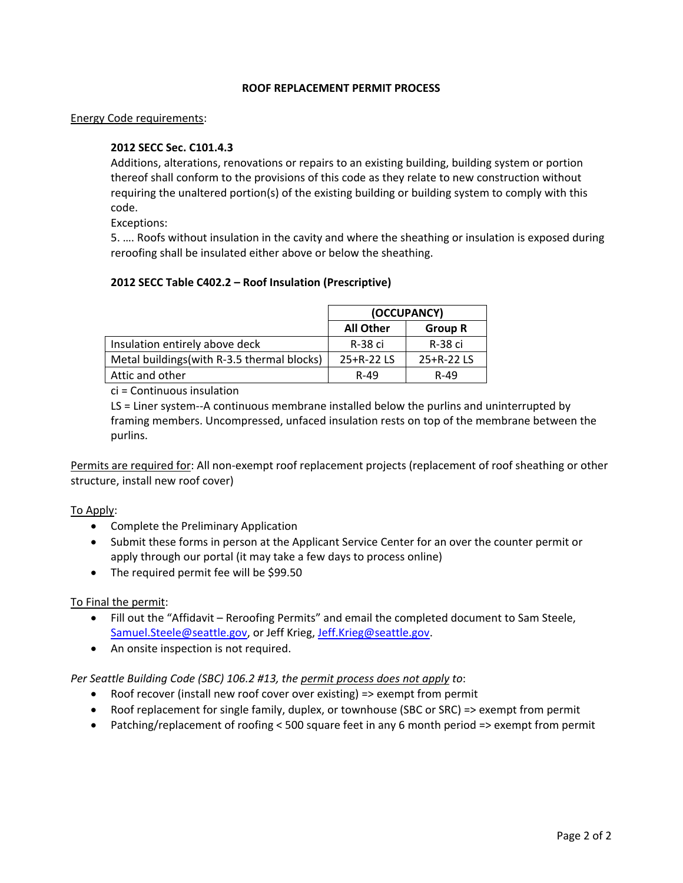# ROOF REPLACEMENT PERMIT PROCESS

<u>Energy Code requirements</u>:

**2012 SECC Sec. C101.4.3**

Additions, alterations, renovations or repairs to an existing building, building system or portion thereof shall conform to the provisions of this code as they relate to new construction without requiring the unaltered portion(s) of the existing building or building system to comply with this code.

Exceptions:

5. …. Roofs without insulation in the cavity and where the sheathing or insulation is exposed during reroofing shall be insulated either above or below the sheathing.

**2012 SECC Table C402.2 – Roof Insulation (Prescriptive)**

| | (OCCUPANCY) | |
|---|---|---|
| | **All Other** | **Group R** |
| Insulation entirely above deck | R-38 ci | R-38 ci |
| Metal buildings(with R-3.5 thermal blocks) | 25+R-22 LS | 25+R-22 LS |
| Attic and other | R-49 | R-49 |

ci = Continuous insulation

LS = Liner system--A continuous membrane installed below the purlins and uninterrupted by framing members. Uncompressed, unfaced insulation rests on top of the membrane between the purlins.

<u>Permits are required for</u>: All non-exempt roof replacement projects (replacement of roof sheathing or other structure, install new roof cover)

<u>To Apply</u>:

- Complete the Preliminary Application
- Submit these forms in person at the Applicant Service Center for an over the counter permit or apply through our portal (it may take a few days to process online)
- The required permit fee will be $99.50

<u>To Final the permit</u>:

- Fill out the "Affidavit – Reroofing Permits" and email the completed document to Sam Steele, Samuel.Steele@seattle.gov, or Jeff Krieg, Jeff.Krieg@seattle.gov.
- An onsite inspection is not required.

*Per Seattle Building Code (SBC) 106.2 #13, the <u>permit process does not apply</u> to*:

- Roof recover (install new roof cover over existing) => exempt from permit
- Roof replacement for single family, duplex, or townhouse (SBC or SRC) => exempt from permit
- Patching/replacement of roofing < 500 square feet in any 6 month period => exempt from permit